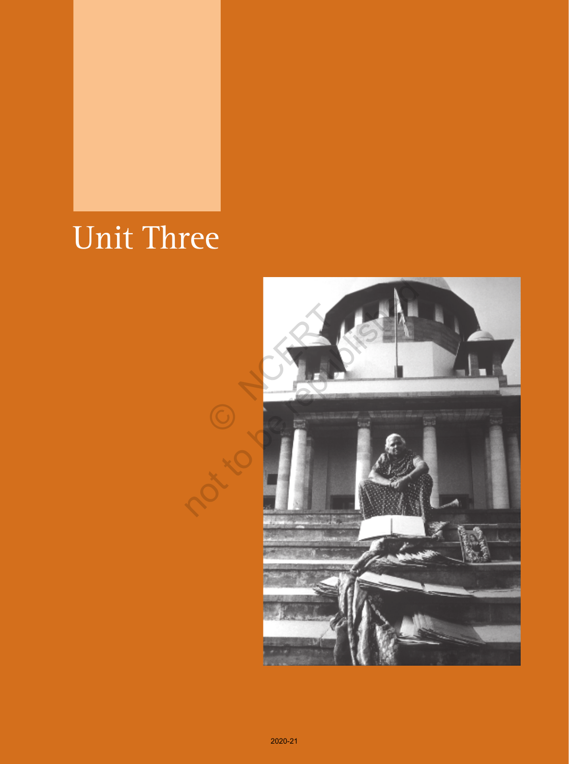# Unit Three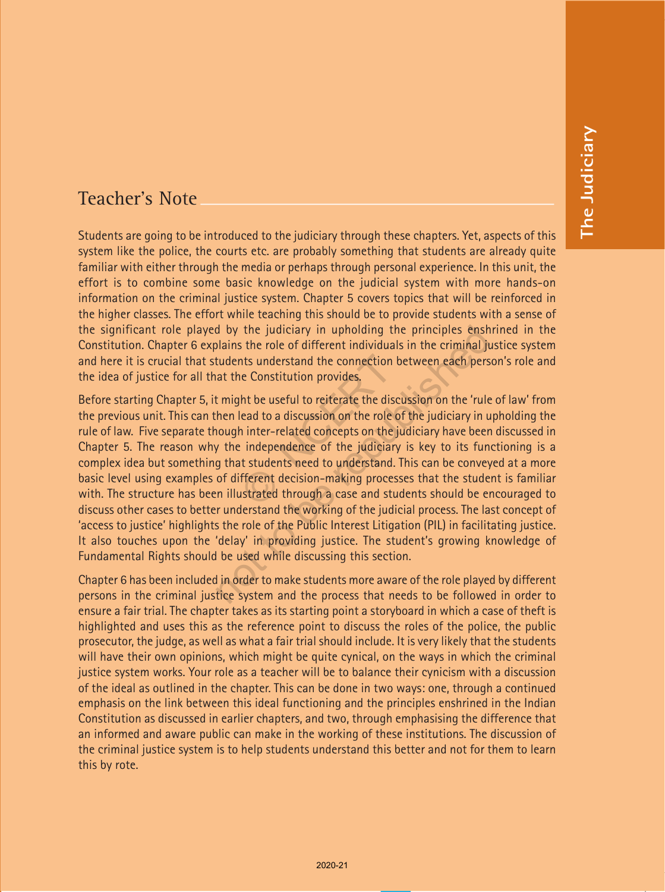## Teacher's Note

Students are going to be introduced to the judiciary through these chapters. Yet, aspects of this system like the police, the courts etc. are probably something that students are already quite familiar with either through the media or perhaps through personal experience. In this unit, the effort is to combine some basic knowledge on the judicial system with more hands-on information on the criminal justice system. Chapter 5 covers topics that will be reinforced in the higher classes. The effort while teaching this should be to provide students with a sense of the significant role played by the judiciary in upholding the principles enshrined in the Constitution. Chapter 6 explains the role of different individuals in the criminal justice system and here it is crucial that students understand the connection between each person's role and the idea of justice for all that the Constitution provides.

Before starting Chapter 5, it might be useful to reiterate the discussion on the 'rule of law' from the previous unit. This can then lead to a discussion on the role of the judiciary in upholding the rule of law. Five separate though inter-related concepts on the judiciary have been discussed in Chapter 5. The reason why the independence of the judiciary is key to its functioning is a complex idea but something that students need to understand. This can be conveyed at a more basic level using examples of different decision-making processes that the student is familiar with. The structure has been illustrated through a case and students should be encouraged to discuss other cases to better understand the working of the judicial process. The last concept of 'access to justice' highlights the role of the Public Interest Litigation (PIL) in facilitating justice. It also touches upon the 'delay' in providing justice. The student's growing knowledge of Fundamental Rights should be used while discussing this section.

Chapter 6 has been included in order to make students more aware of the role played by different persons in the criminal justice system and the process that needs to be followed in order to ensure a fair trial. The chapter takes as its starting point a storyboard in which a case of theft is highlighted and uses this as the reference point to discuss the roles of the police, the public prosecutor, the judge, as well as what a fair trial should include. It is very likely that the students will have their own opinions, which might be quite cynical, on the ways in which the criminal justice system works. Your role as a teacher will be to balance their cynicism with a discussion of the ideal as outlined in the chapter. This can be done in two ways: one, through a continued emphasis on the link between this ideal functioning and the principles enshrined in the Indian Constitution as discussed in earlier chapters, and two, through emphasising the difference that an informed and aware public can make in the working of these institutions. The discussion of the criminal justice system is to help students understand this better and not for them to learn this by rote.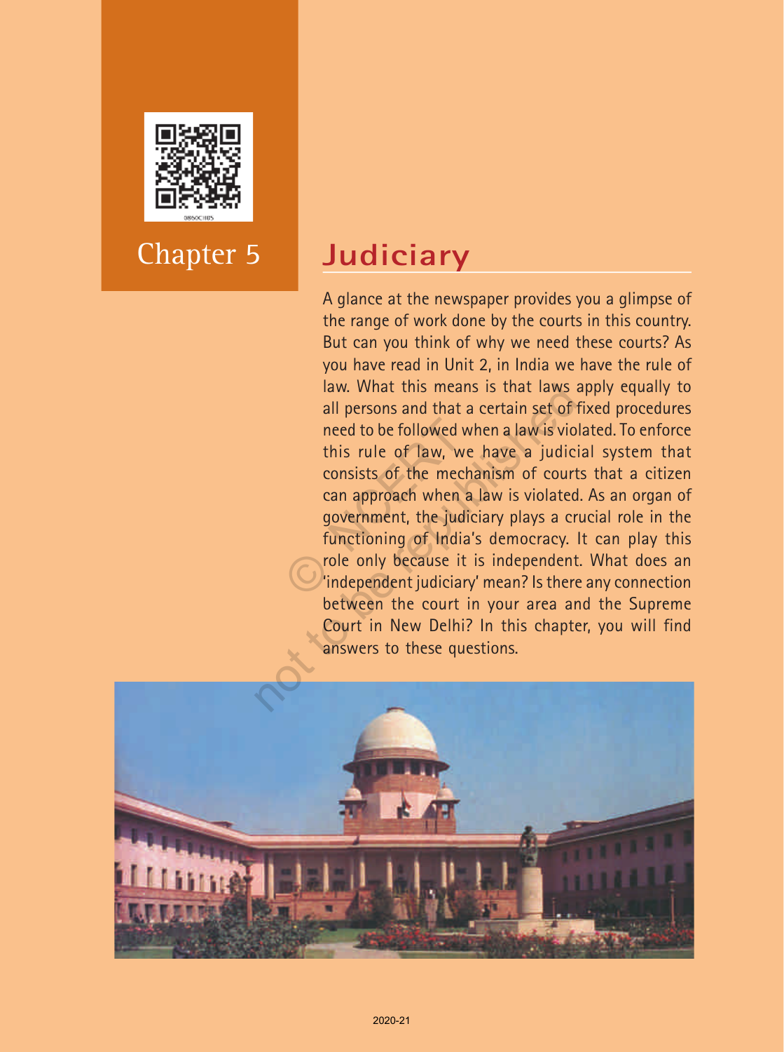# Chapter 5 Judiciary

A glance at the newspaper provides you a glimpse of the range of work done by the courts in this country. But can you think of why we need these courts? As you have read in Unit 2, in India we have the rule of law. What this means is that laws apply equally to all persons and that a certain set of fixed procedures need to be followed when a law is violated. To enforce this rule of law, we have a judicial system that consists of the mechanism of courts that a citizen can approach when a law is violated. As an organ of government, the judiciary plays a crucial role in the functioning of India's democracy. It can play this role only because it is independent. What does an 'independent judiciary' mean? Is there any connection between the court in your area and the Supreme Court in New Delhi? In this chapter, you will find answers to these questions.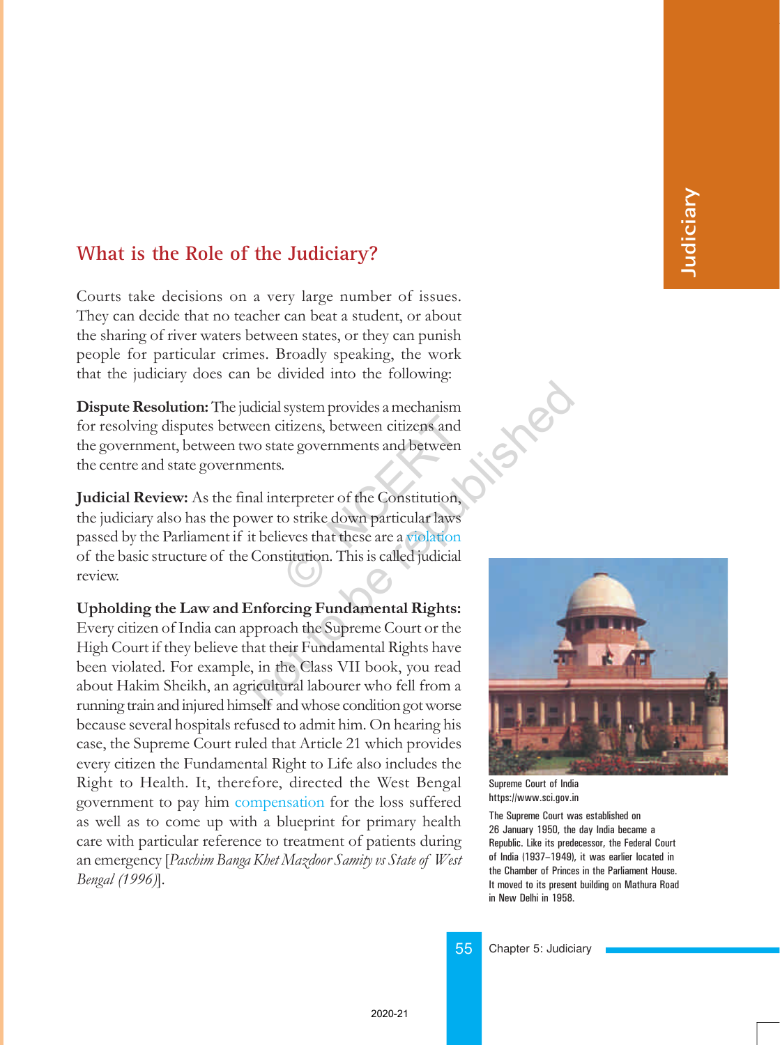## What is the Role of the Judiciary?

Courts take decisions on a very large number of issues. They can decide that no teacher can beat a student, or about the sharing of river waters between states, or they can punish people for particular crimes. Broadly speaking, the work that the judiciary does can be divided into the following:

**Dispute Resolution:** The judicial system provides a mechanism for resolving disputes between citizens, between citizens and the government, between two state governments and between the centre and state governments.

**Judicial Review:** As the final interpreter of the Constitution, the judiciary also has the power to strike down particular laws passed by the Parliament if it believes that these are a violation of the basic structure of the Constitution. This is called judicial review.

**Upholding the Law and Enforcing Fundamental Rights:** Every citizen of India can approach the Supreme Court or the High Court if they believe that their Fundamental Rights have been violated. For example, in the Class VII book, you read about Hakim Sheikh, an agricultural labourer who fell from a running train and injured himself and whose condition got worse because several hospitals refused to admit him. On hearing his case, the Supreme Court ruled that Article 21 which provides every citizen the Fundamental Right to Life also includes the Right to Health. It, therefore, directed the West Bengal government to pay him compensation for the loss suffered as well as to come up with a blueprint for primary health care with particular reference to treatment of patients during an emergency [*Paschim Banga Khet Mazdoor Samity vs State of West Bengal (1996)*].

Supreme Court of India
https://www.sci.gov.in

The Supreme Court was established on 26 January 1950, the day India became a Republic. Like its predecessor, the Federal Court of India (1937–1949), it was earlier located in the Chamber of Princes in the Parliament House. It moved to its present building on Mathura Road in New Delhi in 1958.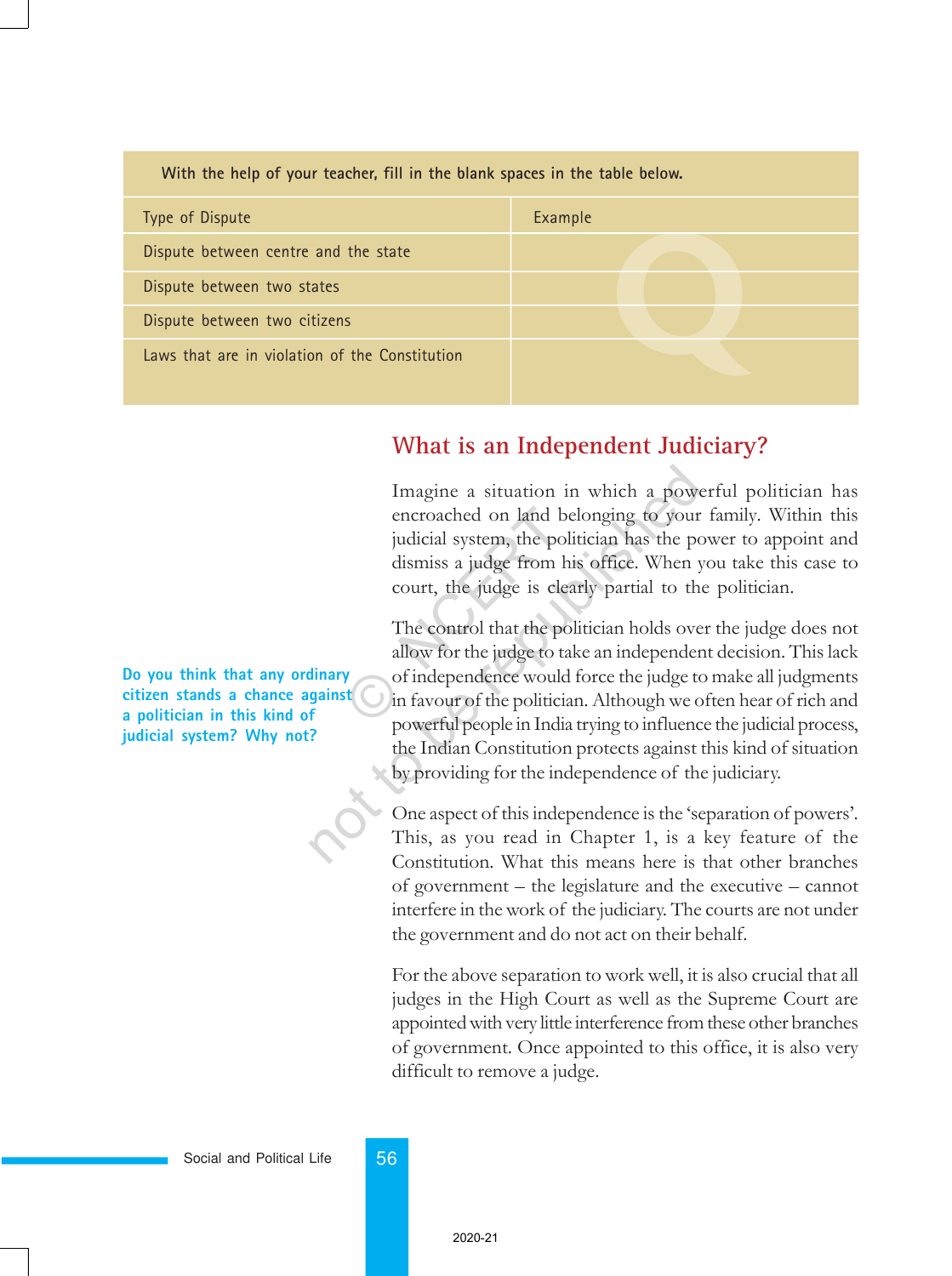| With the help of your teacher, fill in the blank spaces in the table below. | |
|---|---|
| Type of Dispute | Example |
| Dispute between centre and the state | |
| Dispute between two states | |
| Dispute between two citizens | |
| Laws that are in violation of the Constitution | |

## What is an Independent Judiciary?

Imagine a situation in which a powerful politician has encroached on land belonging to your family. Within this judicial system, the politician has the power to appoint and dismiss a judge from his office. When you take this case to court, the judge is clearly partial to the politician.

The control that the politician holds over the judge does not allow for the judge to take an independent decision. This lack of independence would force the judge to make all judgments in favour of the politician. Although we often hear of rich and powerful people in India trying to influence the judicial process, the Indian Constitution protects against this kind of situation by providing for the independence of the judiciary.

**Do you think that any ordinary citizen stands a chance against a politician in this kind of judicial system? Why not?**

One aspect of this independence is the 'separation of powers'. This, as you read in Chapter 1, is a key feature of the Constitution. What this means here is that other branches of government – the legislature and the executive – cannot interfere in the work of the judiciary. The courts are not under the government and do not act on their behalf.

For the above separation to work well, it is also crucial that all judges in the High Court as well as the Supreme Court are appointed with very little interference from these other branches of government. Once appointed to this office, it is also very difficult to remove a judge.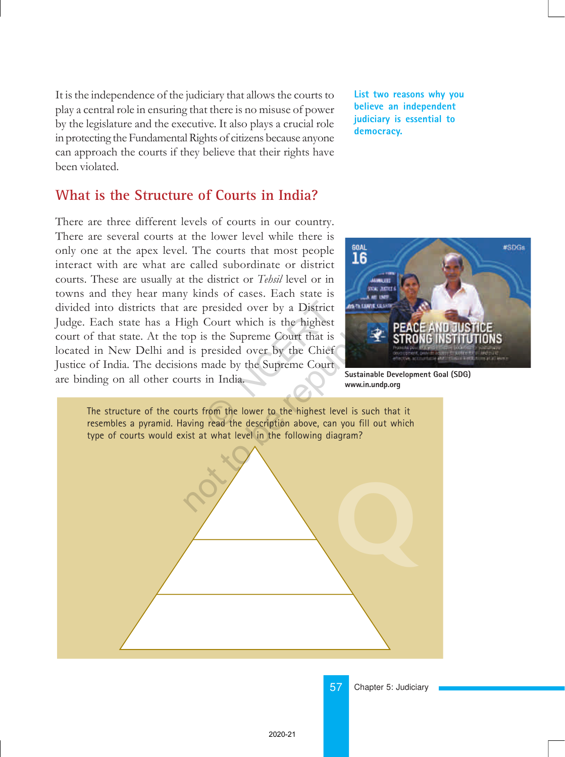It is the independence of the judiciary that allows the courts to play a central role in ensuring that there is no misuse of power by the legislature and the executive. It also plays a crucial role in protecting the Fundamental Rights of citizens because anyone can approach the courts if they believe that their rights have been violated.

**List two reasons why you believe an independent judiciary is essential to democracy.**

## What is the Structure of Courts in India?

There are three different levels of courts in our country. There are several courts at the lower level while there is only one at the apex level. The courts that most people interact with are what are called subordinate or district courts. These are usually at the district or *Tehsil* level or in towns and they hear many kinds of cases. Each state is divided into districts that are presided over by a District Judge. Each state has a High Court which is the highest court of that state. At the top is the Supreme Court that is located in New Delhi and is presided over by the Chief Justice of India. The decisions made by the Supreme Court are binding on all other courts in India.

Sustainable Development Goal (SDG)
www.in.undp.org

The structure of the courts from the lower to the highest level is such that it resembles a pyramid. Having read the description above, can you fill out which type of courts would exist at what level in the following diagram?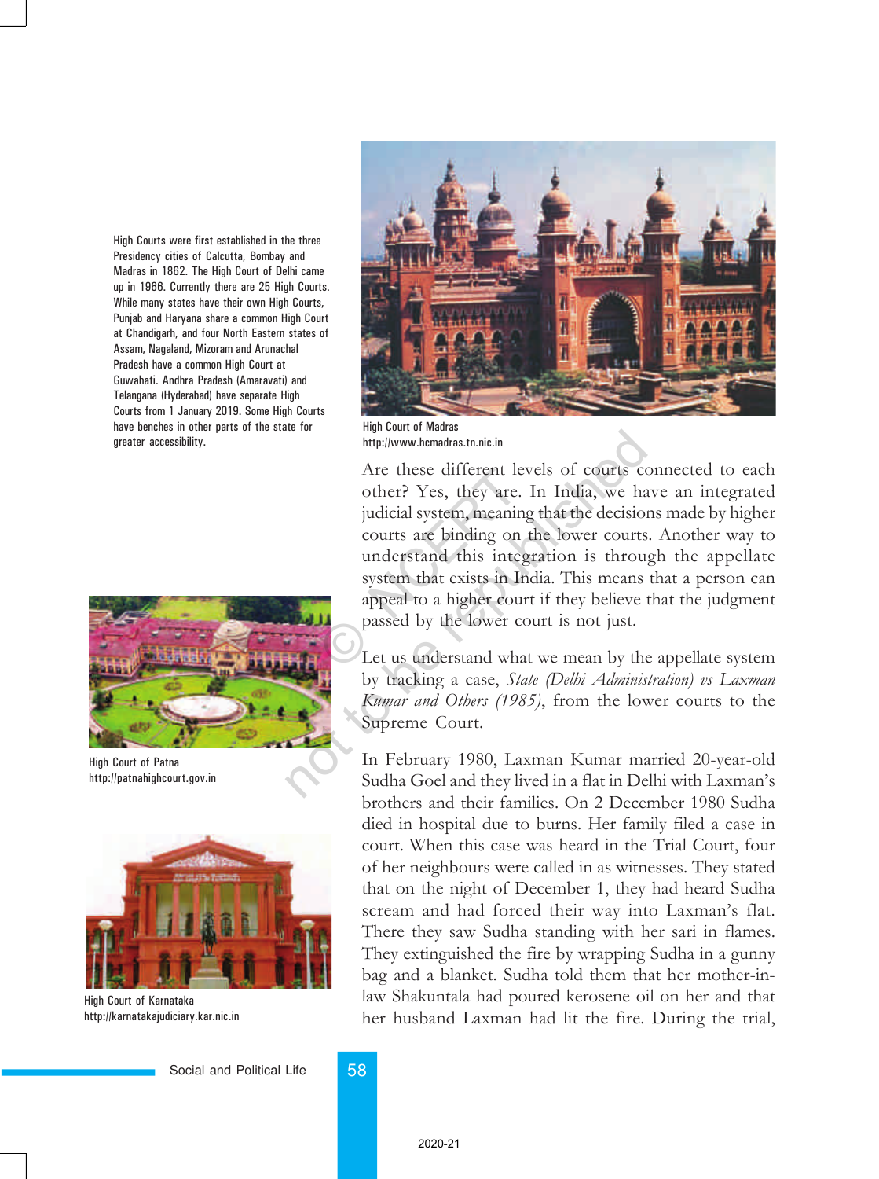High Courts were first established in the three Presidency cities of Calcutta, Bombay and Madras in 1862. The High Court of Delhi came up in 1966. Currently there are 25 High Courts. While many states have their own High Courts, Punjab and Haryana share a common High Court at Chandigarh, and four North Eastern states of Assam, Nagaland, Mizoram and Arunachal Pradesh have a common High Court at Guwahati. Andhra Pradesh (Amaravati) and Telangana (Hyderabad) have separate High Courts from 1 January 2019. Some High Courts have benches in other parts of the state for greater accessibility.

High Court of Madras
http://www.hcmadras.tn.nic.in

Are these different levels of courts connected to each other? Yes, they are. In India, we have an integrated judicial system, meaning that the decisions made by higher courts are binding on the lower courts. Another way to understand this integration is through the appellate system that exists in India. This means that a person can appeal to a higher court if they believe that the judgment passed by the lower court is not just.

High Court of Patna
http://patnahighcourt.gov.in

Let us understand what we mean by the appellate system by tracking a case, *State (Delhi Administration) vs Laxman Kumar and Others (1985)*, from the lower courts to the Supreme Court.

In February 1980, Laxman Kumar married 20-year-old Sudha Goel and they lived in a flat in Delhi with Laxman's brothers and their families. On 2 December 1980 Sudha died in hospital due to burns. Her family filed a case in court. When this case was heard in the Trial Court, four of her neighbours were called in as witnesses. They stated that on the night of December 1, they had heard Sudha scream and had forced their way into Laxman's flat. There they saw Sudha standing with her sari in flames. They extinguished the fire by wrapping Sudha in a gunny bag and a blanket. Sudha told them that her mother-in-law Shakuntala had poured kerosene oil on her and that her husband Laxman had lit the fire. During the trial,

High Court of Karnataka
http://karnatakajudiciary.kar.nic.in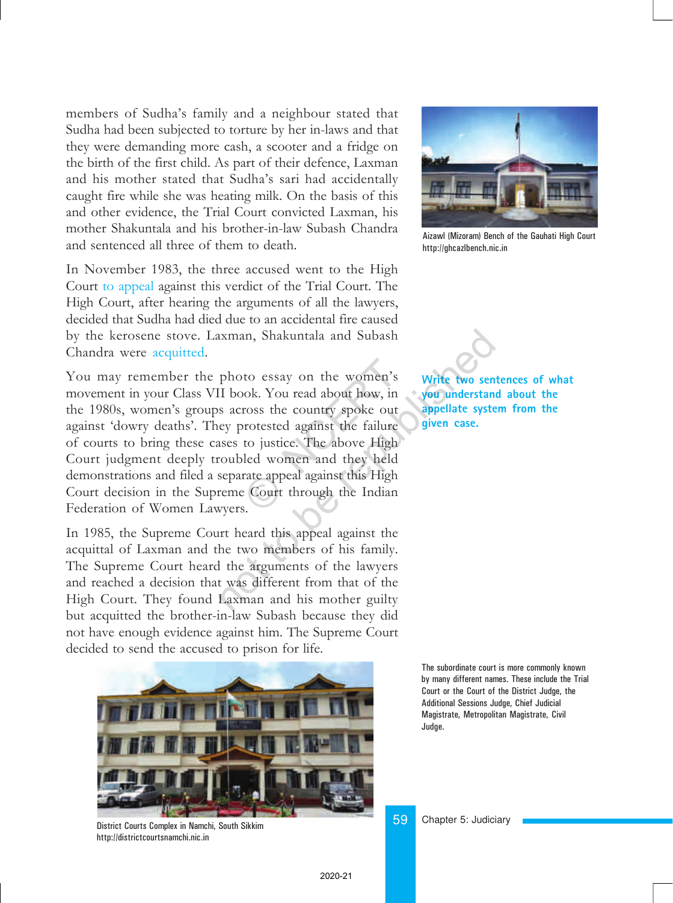members of Sudha's family and a neighbour stated that Sudha had been subjected to torture by her in-laws and that they were demanding more cash, a scooter and a fridge on the birth of the first child. As part of their defence, Laxman and his mother stated that Sudha's sari had accidentally caught fire while she was heating milk. On the basis of this and other evidence, the Trial Court convicted Laxman, his mother Shakuntala and his brother-in-law Subash Chandra and sentenced all three of them to death.

In November 1983, the three accused went to the High Court to appeal against this verdict of the Trial Court. The High Court, after hearing the arguments of all the lawyers, decided that Sudha had died due to an accidental fire caused by the kerosene stove. Laxman, Shakuntala and Subash Chandra were acquitted.

You may remember the photo essay on the women's movement in your Class VII book. You read about how, in the 1980s, women's groups across the country spoke out against 'dowry deaths'. They protested against the failure of courts to bring these cases to justice. The above High Court judgment deeply troubled women and they held demonstrations and filed a separate appeal against this High Court decision in the Supreme Court through the Indian Federation of Women Lawyers.

In 1985, the Supreme Court heard this appeal against the acquittal of Laxman and the two members of his family. The Supreme Court heard the arguments of the lawyers and reached a decision that was different from that of the High Court. They found Laxman and his mother guilty but acquitted the brother-in-law Subash because they did not have enough evidence against him. The Supreme Court decided to send the accused to prison for life.

Aizawl (Mizoram) Bench of the Gauhati High Court
http://ghcazlbench.nic.in

**Write two sentences of what you understand about the appellate system from the given case.**

The subordinate court is more commonly known by many different names. These include the Trial Court or the Court of the District Judge, the Additional Sessions Judge, Chief Judicial Magistrate, Metropolitan Magistrate, Civil Judge.

District Courts Complex in Namchi, South Sikkim
http://districtcourtsnamchi.nic.in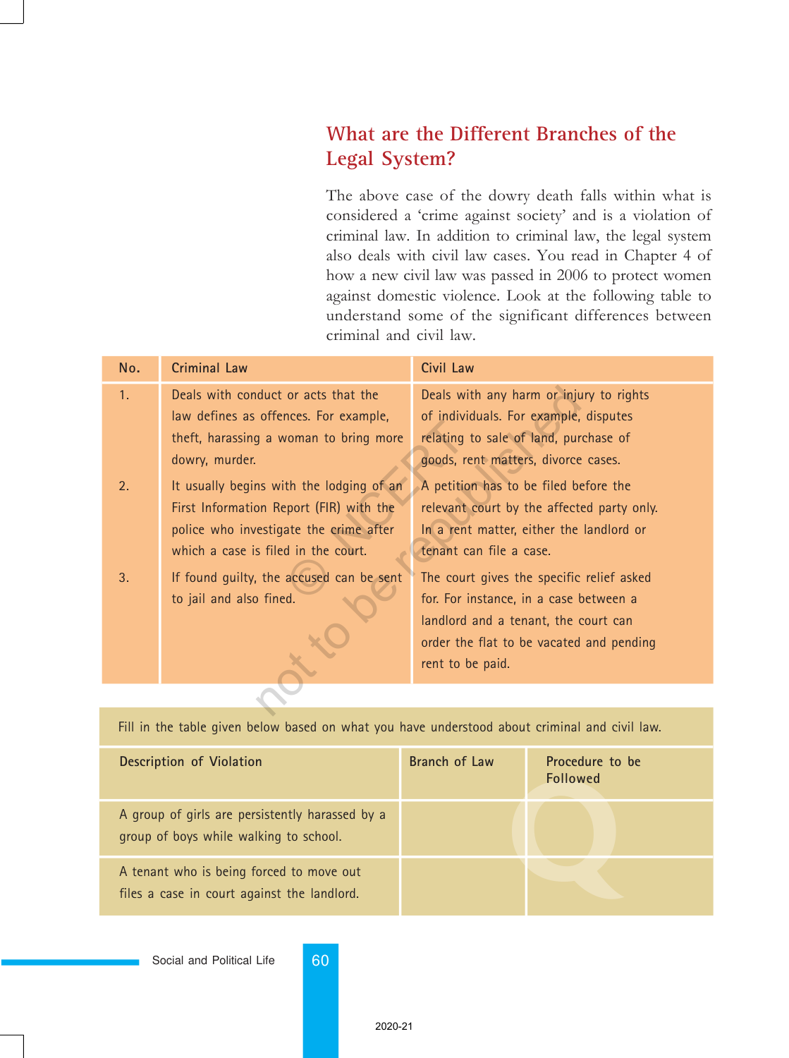## What are the Different Branches of the Legal System?

The above case of the dowry death falls within what is considered a 'crime against society' and is a violation of criminal law. In addition to criminal law, the legal system also deals with civil law cases. You read in Chapter 4 of how a new civil law was passed in 2006 to protect women against domestic violence. Look at the following table to understand some of the significant differences between criminal and civil law.

| No. | Criminal Law | Civil Law |
|---|---|---|
| 1. | Deals with conduct or acts that the law defines as offences. For example, theft, harassing a woman to bring more dowry, murder. | Deals with any harm or injury to rights of individuals. For example, disputes relating to sale of land, purchase of goods, rent matters, divorce cases. |
| 2. | It usually begins with the lodging of an First Information Report (FIR) with the police who investigate the crime after which a case is filed in the court. | A petition has to be filed before the relevant court by the affected party only. In a rent matter, either the landlord or tenant can file a case. |
| 3. | If found guilty, the accused can be sent to jail and also fined. | The court gives the specific relief asked for. For instance, in a case between a landlord and a tenant, the court can order the flat to be vacated and pending rent to be paid. |

Fill in the table given below based on what you have understood about criminal and civil law.

| Description of Violation | Branch of Law | Procedure to be Followed |
|---|---|---|
| A group of girls are persistently harassed by a group of boys while walking to school. | | |
| A tenant who is being forced to move out files a case in court against the landlord. | | |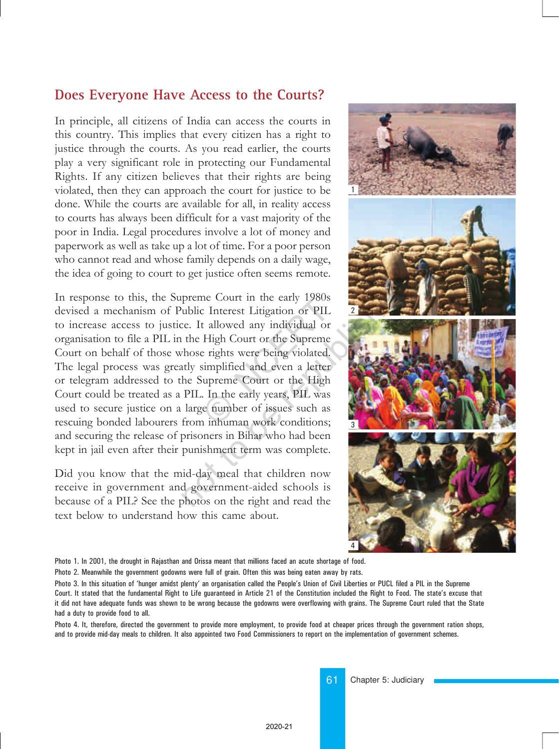## Does Everyone Have Access to the Courts?

In principle, all citizens of India can access the courts in this country. This implies that every citizen has a right to justice through the courts. As you read earlier, the courts play a very significant role in protecting our Fundamental Rights. If any citizen believes that their rights are being violated, then they can approach the court for justice to be done. While the courts are available for all, in reality access to courts has always been difficult for a vast majority of the poor in India. Legal procedures involve a lot of money and paperwork as well as take up a lot of time. For a poor person who cannot read and whose family depends on a daily wage, the idea of going to court to get justice often seems remote.

In response to this, the Supreme Court in the early 1980s devised a mechanism of Public Interest Litigation or PIL to increase access to justice. It allowed any individual or organisation to file a PIL in the High Court or the Supreme Court on behalf of those whose rights were being violated. The legal process was greatly simplified and even a letter or telegram addressed to the Supreme Court or the High Court could be treated as a PIL. In the early years, PIL was used to secure justice on a large number of issues such as rescuing bonded labourers from inhuman work conditions; and securing the release of prisoners in Bihar who had been kept in jail even after their punishment term was complete.

Did you know that the mid-day meal that children now receive in government and government-aided schools is because of a PIL? See the photos on the right and read the text below to understand how this came about.

Photo 1. In 2001, the drought in Rajasthan and Orissa meant that millions faced an acute shortage of food.

Photo 2. Meanwhile the government godowns were full of grain. Often this was being eaten away by rats.

Photo 3. In this situation of 'hunger amidst plenty' an organisation called the People's Union of Civil Liberties or PUCL filed a PIL in the Supreme Court. It stated that the fundamental Right to Life guaranteed in Article 21 of the Constitution included the Right to Food. The state's excuse that it did not have adequate funds was shown to be wrong because the godowns were overflowing with grains. The Supreme Court ruled that the State had a duty to provide food to all.

Photo 4. It, therefore, directed the government to provide more employment, to provide food at cheaper prices through the government ration shops, and to provide mid-day meals to children. It also appointed two Food Commissioners to report on the implementation of government schemes.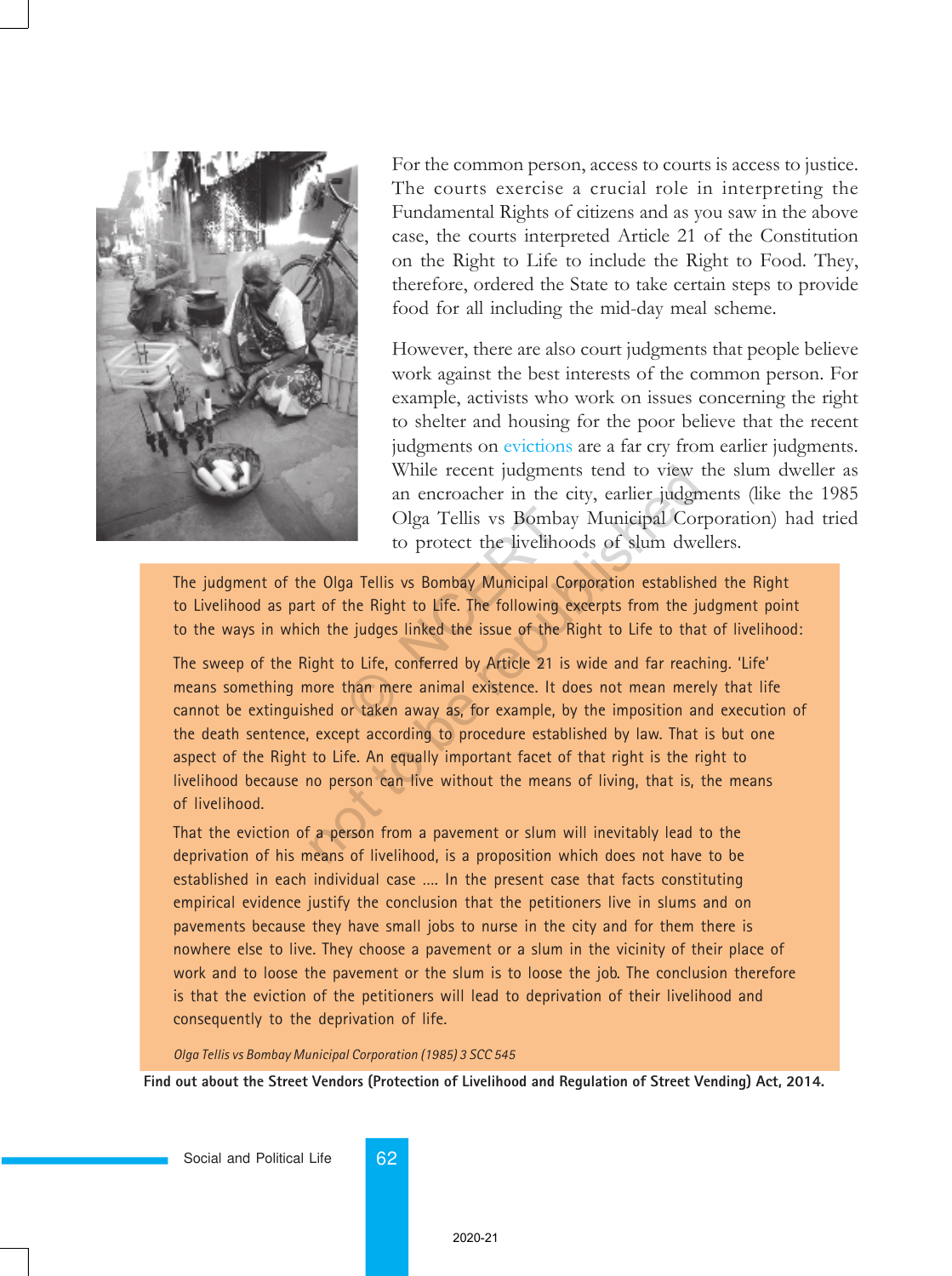For the common person, access to courts is access to justice. The courts exercise a crucial role in interpreting the Fundamental Rights of citizens and as you saw in the above case, the courts interpreted Article 21 of the Constitution on the Right to Life to include the Right to Food. They, therefore, ordered the State to take certain steps to provide food for all including the mid-day meal scheme.

However, there are also court judgments that people believe work against the best interests of the common person. For example, activists who work on issues concerning the right to shelter and housing for the poor believe that the recent judgments on evictions are a far cry from earlier judgments. While recent judgments tend to view the slum dweller as an encroacher in the city, earlier judgments (like the 1985 Olga Tellis vs Bombay Municipal Corporation) had tried to protect the livelihoods of slum dwellers.

The judgment of the Olga Tellis vs Bombay Municipal Corporation established the Right to Livelihood as part of the Right to Life. The following excerpts from the judgment point to the ways in which the judges linked the issue of the Right to Life to that of livelihood:

The sweep of the Right to Life, conferred by Article 21 is wide and far reaching. 'Life' means something more than mere animal existence. It does not mean merely that life cannot be extinguished or taken away as, for example, by the imposition and execution of the death sentence, except according to procedure established by law. That is but one aspect of the Right to Life. An equally important facet of that right is the right to livelihood because no person can live without the means of living, that is, the means of livelihood.

That the eviction of a person from a pavement or slum will inevitably lead to the deprivation of his means of livelihood, is a proposition which does not have to be established in each individual case .... In the present case that facts constituting empirical evidence justify the conclusion that the petitioners live in slums and on pavements because they have small jobs to nurse in the city and for them there is nowhere else to live. They choose a pavement or a slum in the vicinity of their place of work and to loose the pavement or the slum is to loose the job. The conclusion therefore is that the eviction of the petitioners will lead to deprivation of their livelihood and consequently to the deprivation of life.

*Olga Tellis vs Bombay Municipal Corporation (1985) 3 SCC 545*

**Find out about the Street Vendors (Protection of Livelihood and Regulation of Street Vending) Act, 2014.**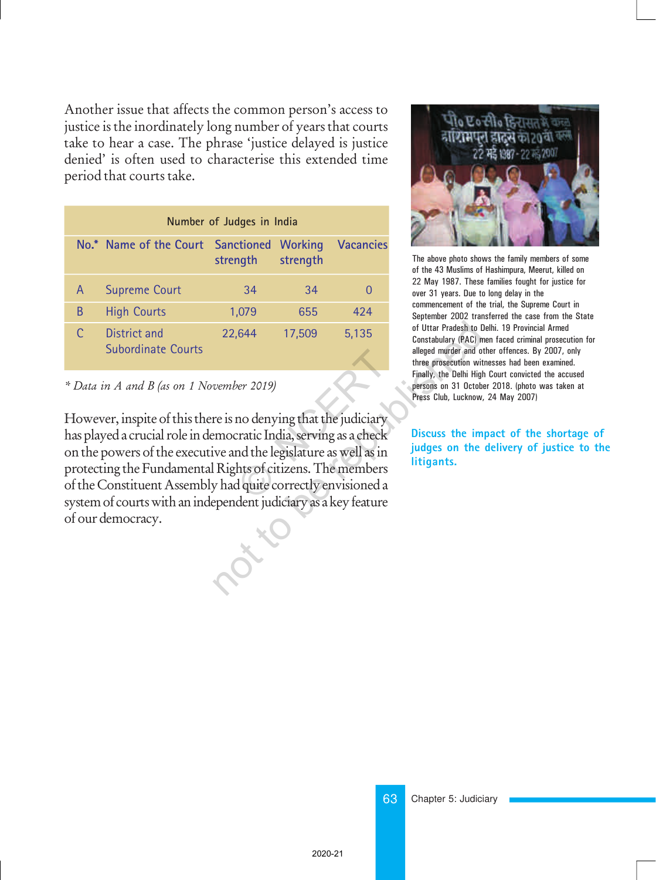Another issue that affects the common person's access to justice is the inordinately long number of years that courts take to hear a case. The phrase 'justice delayed is justice denied' is often used to characterise this extended time period that courts take.

| Number of Judges in India | | | | |
|---|---|---|---|---|
| **No.*** | **Name of the Court** | **Sanctioned strength** | **Working strength** | **Vacancies** |
| A | Supreme Court | 34 | 34 | 0 |
| B | High Courts | 1,079 | 655 | 424 |
| C | District and Subordinate Courts | 22,644 | 17,509 | 5,135 |

*\* Data in A and B (as on 1 November 2019)*

However, inspite of this there is no denying that the judiciary has played a crucial role in democratic India, serving as a check on the powers of the executive and the legislature as well as in protecting the Fundamental Rights of citizens. The members of the Constituent Assembly had quite correctly envisioned a system of courts with an independent judiciary as a key feature of our democracy.

The above photo shows the family members of some of the 43 Muslims of Hashimpura, Meerut, killed on 22 May 1987. These families fought for justice for over 31 years. Due to long delay in the commencement of the trial, the Supreme Court in September 2002 transferred the case from the State of Uttar Pradesh to Delhi. 19 Provincial Armed Constabulary (PAC) men faced criminal prosecution for alleged murder and other offences. By 2007, only three prosecution witnesses had been examined. Finally, the Delhi High Court convicted the accused persons on 31 October 2018. (photo was taken at Press Club, Lucknow, 24 May 2007)

**Discuss the impact of the shortage of judges on the delivery of justice to the litigants.**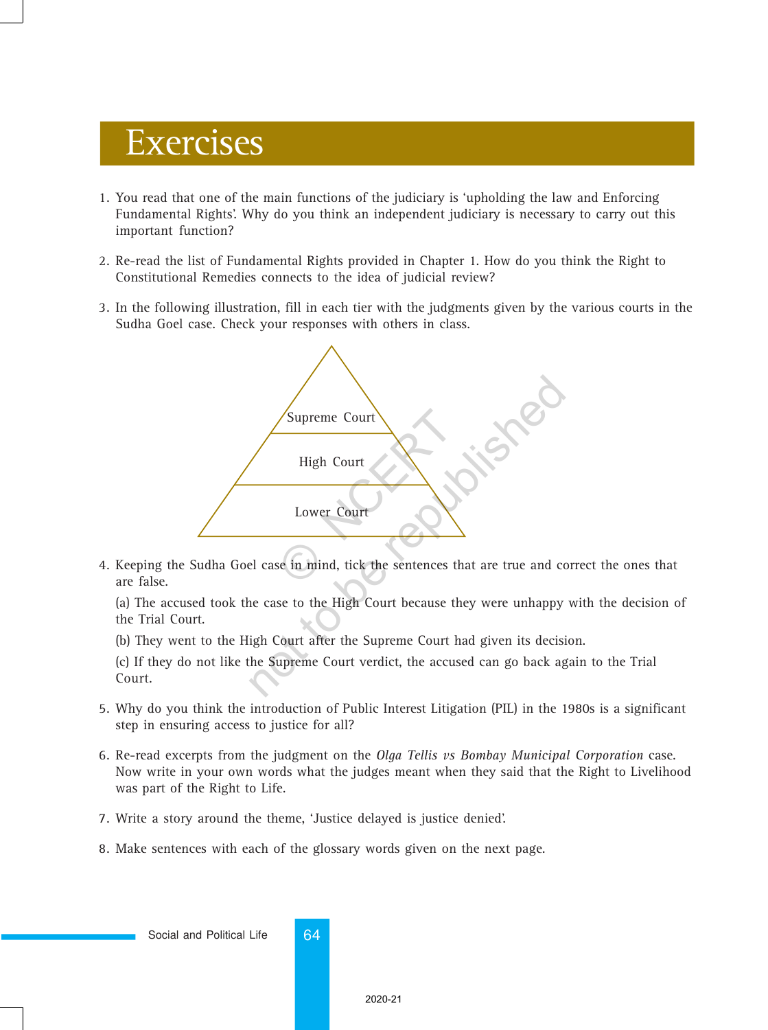# Exercises

1. You read that one of the main functions of the judiciary is 'upholding the law and Enforcing Fundamental Rights'. Why do you think an independent judiciary is necessary to carry out this important function?

2. Re-read the list of Fundamental Rights provided in Chapter 1. How do you think the Right to Constitutional Remedies connects to the idea of judicial review?

3. In the following illustration, fill in each tier with the judgments given by the various courts in the Sudha Goel case. Check your responses with others in class.

   Supreme Court

   High Court

   Lower Court

4. Keeping the Sudha Goel case in mind, tick the sentences that are true and correct the ones that are false.

   (a) The accused took the case to the High Court because they were unhappy with the decision of the Trial Court.

   (b) They went to the High Court after the Supreme Court had given its decision.

   (c) If they do not like the Supreme Court verdict, the accused can go back again to the Trial Court.

5. Why do you think the introduction of Public Interest Litigation (PIL) in the 1980s is a significant step in ensuring access to justice for all?

6. Re-read excerpts from the judgment on the *Olga Tellis vs Bombay Municipal Corporation* case. Now write in your own words what the judges meant when they said that the Right to Livelihood was part of the Right to Life.

7. Write a story around the theme, 'Justice delayed is justice denied'.

8. Make sentences with each of the glossary words given on the next page.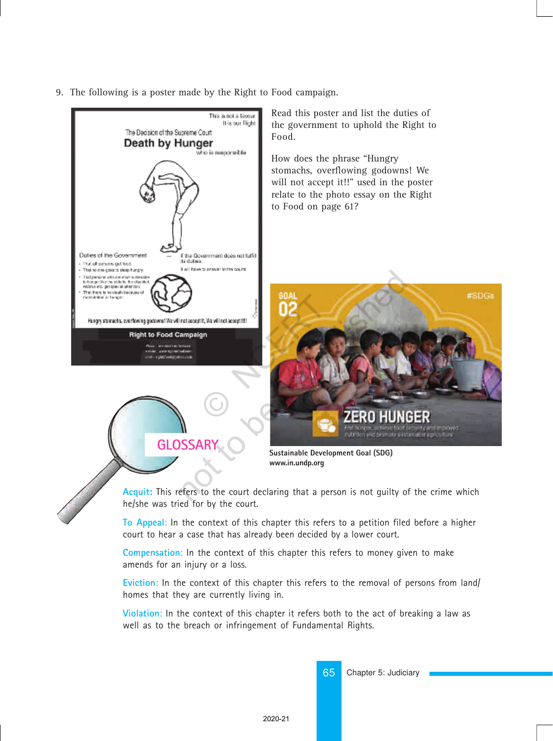9. The following is a poster made by the Right to Food campaign.

This is not a favour
It is our Right

The Decision of the Supreme Court

**Death by Hunger**

who is responsible

Duties of the Government
- That all persons get food.
- That no one goes to sleep hungry.
- That persons who are most vulnerable to hunger like the elderly, the disabled, widows etc. get special attention.
- That there is no death because of malnutrition or hunger.

If the Government does not fulfil its duties:
it will have to answer to the courts

Hungry stomachs, overflowing godowns! We will not accept it, We will not accept it!!

**Right to Food Campaign**

Read this poster and list the duties of the government to uphold the Right to Food.

How does the phrase "Hungry stomachs, overflowing godowns! We will not accept it!!" used in the poster relate to the photo essay on the Right to Food on page 61?

GOAL 02

#SDGs

ZERO HUNGER

End hunger, achieve food security and improved nutrition and promote sustainable agriculture

**Sustainable Development Goal (SDG)**
**www.in.undp.org**

## GLOSSARY

**Acquit:** This refers to the court declaring that a person is not guilty of the crime which he/she was tried for by the court.

**To Appeal:** In the context of this chapter this refers to a petition filed before a higher court to hear a case that has already been decided by a lower court.

**Compensation:** In the context of this chapter this refers to money given to make amends for an injury or a loss.

**Eviction:** In the context of this chapter this refers to the removal of persons from land/homes that they are currently living in.

**Violation:** In the context of this chapter it refers both to the act of breaking a law as well as to the breach or infringement of Fundamental Rights.